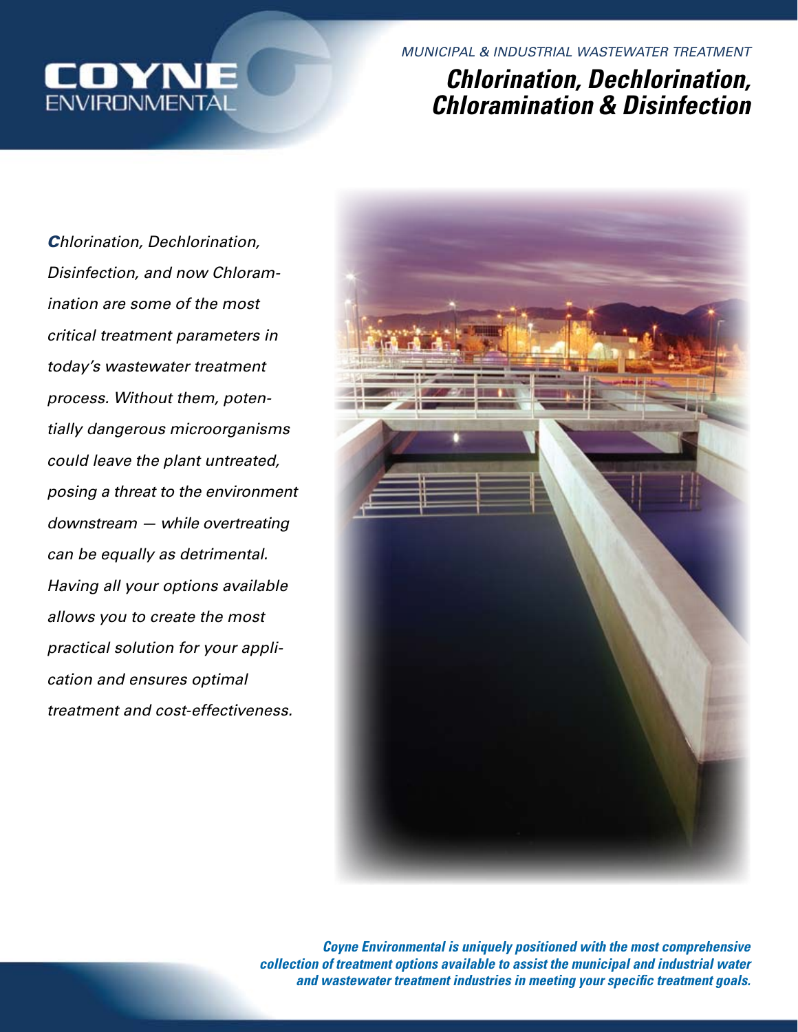COYNE ENVIRONMENTAL

*MUNICIPAL & INDUSTRIAL WASTEWATER TREATMENT*

# *Chlorination, Dechlorination, Chloramination & Disinfection*

*Chlorination, Dechlorination, Disinfection, and now Chloramination are some of the most critical treatment parameters in today's wastewater treatment process. Without them, potentially dangerous microorganisms could leave the plant untreated, posing a threat to the environment downstream — while overtreating can be equally as detrimental. Having all your options available allows you to create the most practical solution for your application and ensures optimal treatment and cost-effectiveness.*

***Coyne Environmental is uniquely positioned with the most comprehensive collection of treatment options available to assist the municipal and industrial water and wastewater treatment industries in meeting your specific treatment goals.***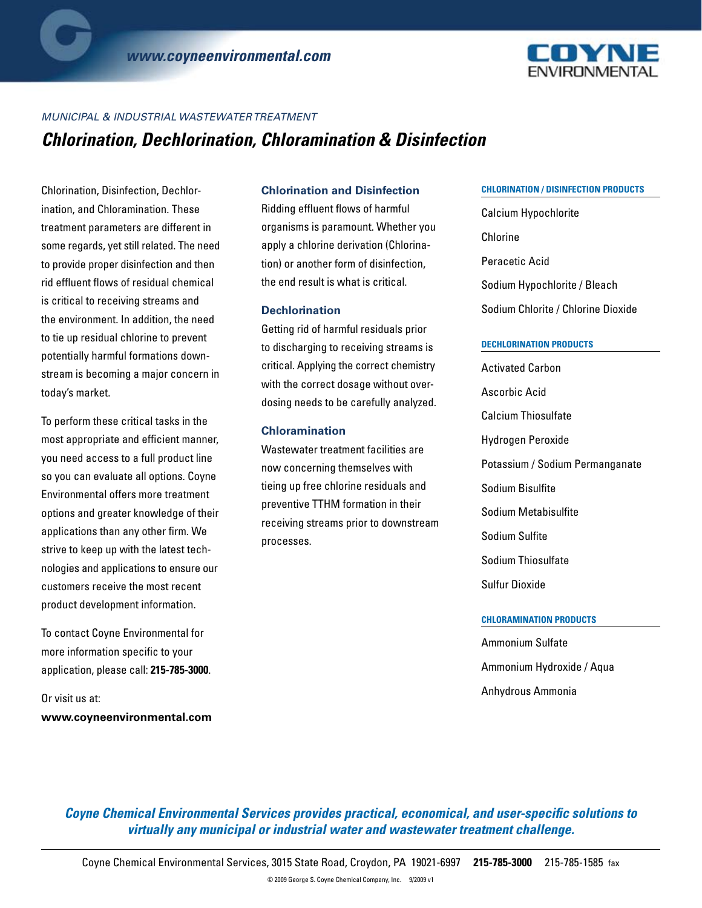*MUNICIPAL & INDUSTRIAL WASTEWATER TREATMENT*

# *Chlorination, Dechlorination, Chloramination & Disinfection*

Chlorination, Disinfection, Dechlorination, and Chloramination. These treatment parameters are different in some regards, yet still related. The need to provide proper disinfection and then rid effluent flows of residual chemical is critical to receiving streams and the environment. In addition, the need to tie up residual chlorine to prevent potentially harmful formations downstream is becoming a major concern in today's market.

To perform these critical tasks in the most appropriate and efficient manner, you need access to a full product line so you can evaluate all options. Coyne Environmental offers more treatment options and greater knowledge of their applications than any other firm. We strive to keep up with the latest technologies and applications to ensure our customers receive the most recent product development information.

To contact Coyne Environmental for more information specific to your application, please call: **215-785-3000**.

Or visit us at:
**www.coyneenvironmental.com**

### Chlorination and Disinfection

Ridding effluent flows of harmful organisms is paramount. Whether you apply a chlorine derivation (Chlorination) or another form of disinfection, the end result is what is critical.

### Dechlorination

Getting rid of harmful residuals prior to discharging to receiving streams is critical. Applying the correct chemistry with the correct dosage without overdosing needs to be carefully analyzed.

### Chloramination

Wastewater treatment facilities are now concerning themselves with tieing up free chlorine residuals and preventive TTHM formation in their receiving streams prior to downstream processes.

#### CHLORINATION / DISINFECTION PRODUCTS

- Calcium Hypochlorite
- Chlorine
- Peracetic Acid
- Sodium Hypochlorite / Bleach
- Sodium Chlorite / Chlorine Dioxide

#### DECHLORINATION PRODUCTS

- Activated Carbon
- Ascorbic Acid
- Calcium Thiosulfate
- Hydrogen Peroxide
- Potassium / Sodium Permanganate
- Sodium Bisulfite
- Sodium Metabisulfite
- Sodium Sulfite
- Sodium Thiosulfate
- Sulfur Dioxide

#### CHLORAMINATION PRODUCTS

- Ammonium Sulfate
- Ammonium Hydroxide / Aqua
- Anhydrous Ammonia

***Coyne Chemical Environmental Services provides practical, economical, and user-specific solutions to virtually any municipal or industrial water and wastewater treatment challenge.***

Coyne Chemical Environmental Services, 3015 State Road, Croydon, PA 19021-6997 **215-785-3000** 215-785-1585 fax

© 2009 George S. Coyne Chemical Company, Inc. 9/2009 v1